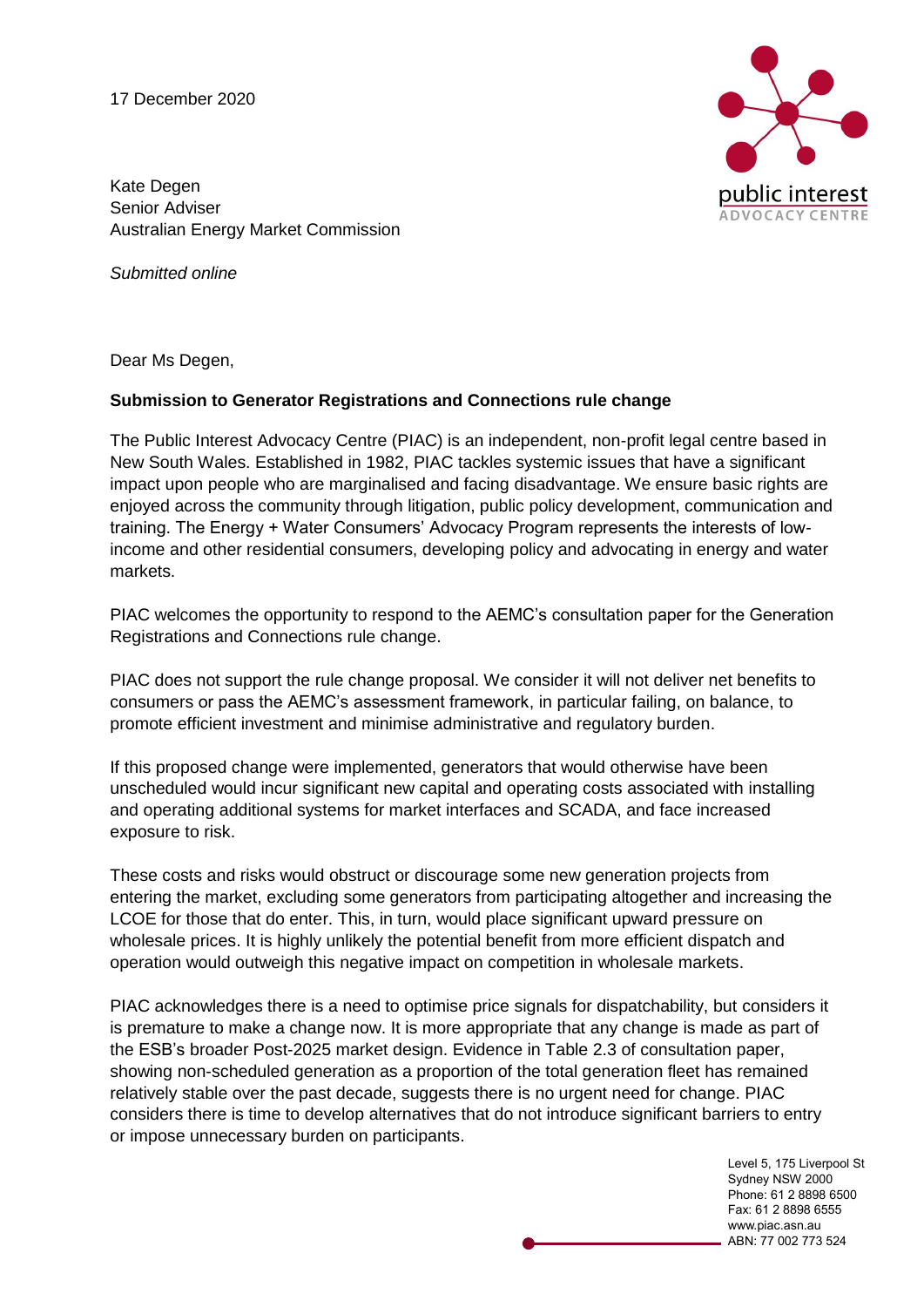17 December 2020

Kate Degen
Senior Adviser
Australian Energy Market Commission

*Submitted online*

Dear Ms Degen,

**Submission to Generator Registrations and Connections rule change**

The Public Interest Advocacy Centre (PIAC) is an independent, non-profit legal centre based in New South Wales. Established in 1982, PIAC tackles systemic issues that have a significant impact upon people who are marginalised and facing disadvantage. We ensure basic rights are enjoyed across the community through litigation, public policy development, communication and training. The Energy + Water Consumers' Advocacy Program represents the interests of low-income and other residential consumers, developing policy and advocating in energy and water markets.

PIAC welcomes the opportunity to respond to the AEMC's consultation paper for the Generation Registrations and Connections rule change.

PIAC does not support the rule change proposal. We consider it will not deliver net benefits to consumers or pass the AEMC's assessment framework, in particular failing, on balance, to promote efficient investment and minimise administrative and regulatory burden.

If this proposed change were implemented, generators that would otherwise have been unscheduled would incur significant new capital and operating costs associated with installing and operating additional systems for market interfaces and SCADA, and face increased exposure to risk.

These costs and risks would obstruct or discourage some new generation projects from entering the market, excluding some generators from participating altogether and increasing the LCOE for those that do enter. This, in turn, would place significant upward pressure on wholesale prices. It is highly unlikely the potential benefit from more efficient dispatch and operation would outweigh this negative impact on competition in wholesale markets.

PIAC acknowledges there is a need to optimise price signals for dispatchability, but considers it is premature to make a change now. It is more appropriate that any change is made as part of the ESB's broader Post-2025 market design. Evidence in Table 2.3 of consultation paper, showing non-scheduled generation as a proportion of the total generation fleet has remained relatively stable over the past decade, suggests there is no urgent need for change. PIAC considers there is time to develop alternatives that do not introduce significant barriers to entry or impose unnecessary burden on participants.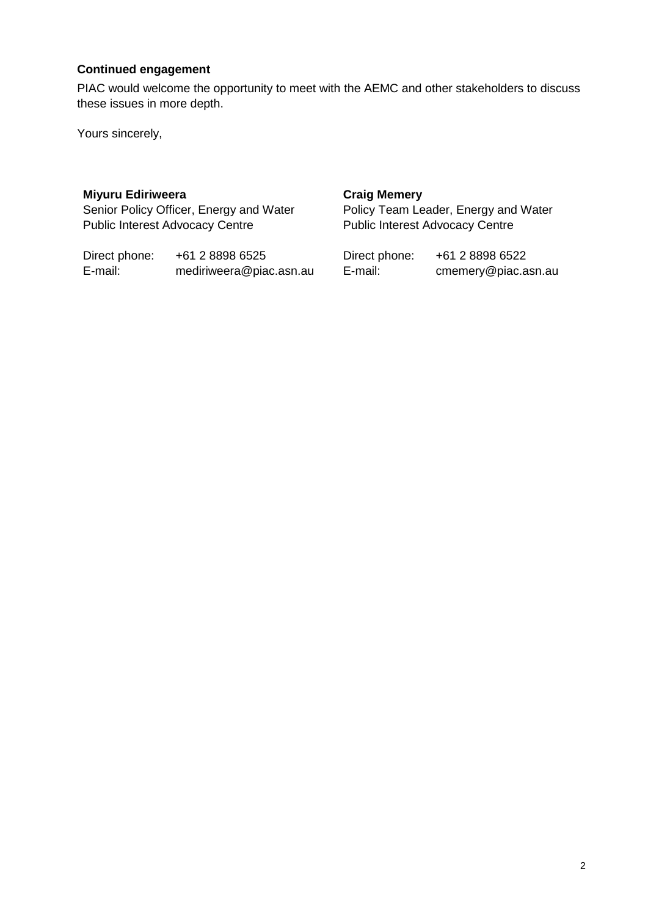**Continued engagement**

PIAC would welcome the opportunity to meet with the AEMC and other stakeholders to discuss these issues in more depth.

Yours sincerely,

**Miyuru Ediriweera**
Senior Policy Officer, Energy and Water
Public Interest Advocacy Centre

Direct phone: +61 2 8898 6525
E-mail: mediriweera@piac.asn.au

**Craig Memery**
Policy Team Leader, Energy and Water
Public Interest Advocacy Centre

Direct phone: +61 2 8898 6522
E-mail: cmemery@piac.asn.au